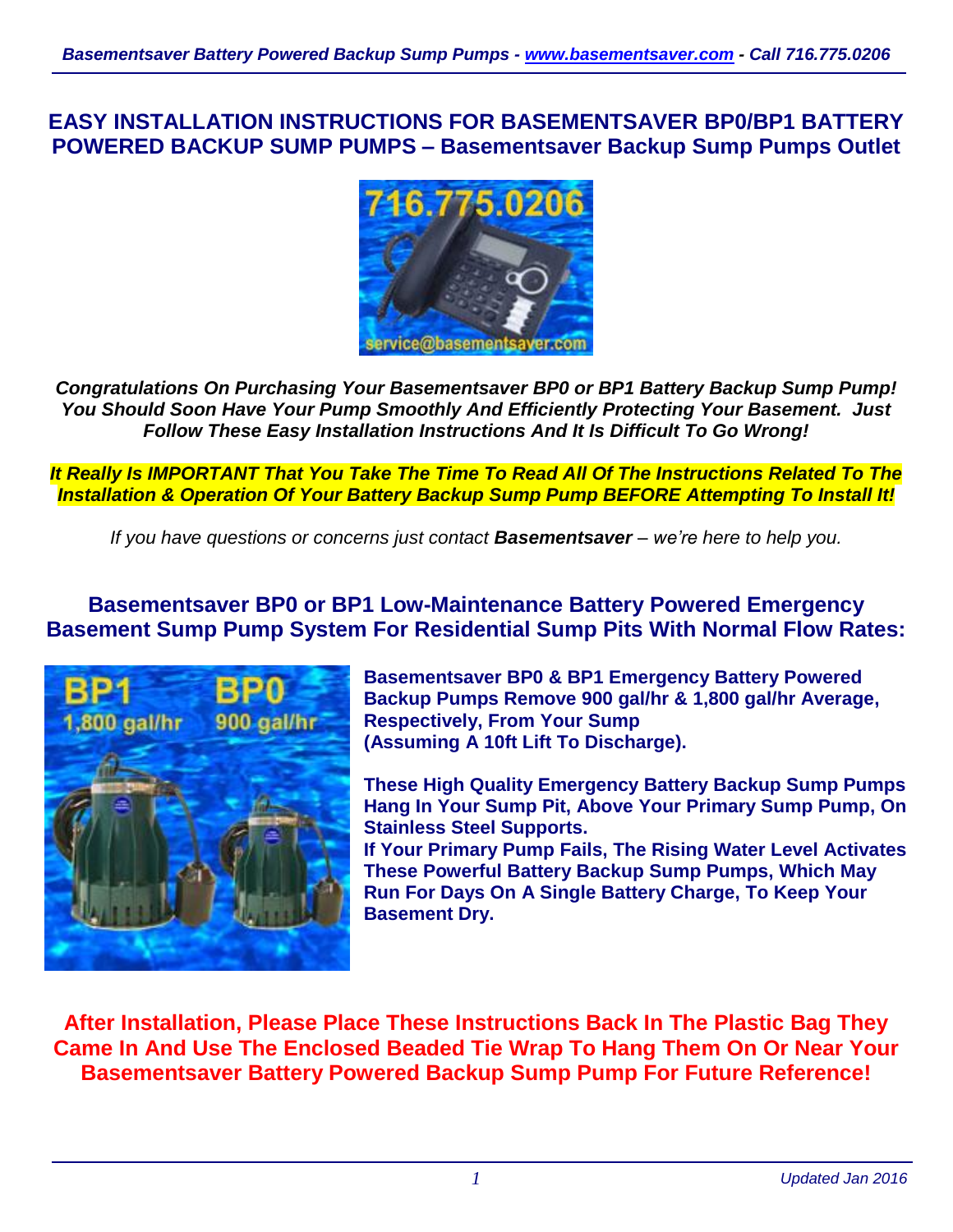# EASY INSTALLATION INSTRUCTIONS FOR BASEMENTSAVER BP0/BP1 BATTERY POWERED BACKUP SUMP PUMPS – Basementsaver Backup Sump Pumps Outlet

***Congratulations On Purchasing Your Basementsaver BP0 or BP1 Battery Backup Sump Pump! You Should Soon Have Your Pump Smoothly And Efficiently Protecting Your Basement. Just Follow These Easy Installation Instructions And It Is Difficult To Go Wrong!***

***It Really Is IMPORTANT That You Take The Time To Read All Of The Instructions Related To The Installation & Operation Of Your Battery Backup Sump Pump BEFORE Attempting To Install It!***

*If you have questions or concerns just contact **Basementsaver** – we're here to help you.*

## Basementsaver BP0 or BP1 Low-Maintenance Battery Powered Emergency Basement Sump Pump System For Residential Sump Pits With Normal Flow Rates:

**Basementsaver BP0 & BP1 Emergency Battery Powered Backup Pumps Remove 900 gal/hr & 1,800 gal/hr Average, Respectively, From Your Sump (Assuming A 10ft Lift To Discharge).**

**These High Quality Emergency Battery Backup Sump Pumps Hang In Your Sump Pit, Above Your Primary Sump Pump, On Stainless Steel Supports.**
**If Your Primary Pump Fails, The Rising Water Level Activates These Powerful Battery Backup Sump Pumps, Which May Run For Days On A Single Battery Charge, To Keep Your Basement Dry.**

**After Installation, Please Place These Instructions Back In The Plastic Bag They Came In And Use The Enclosed Beaded Tie Wrap To Hang Them On Or Near Your Basementsaver Battery Powered Backup Sump Pump For Future Reference!**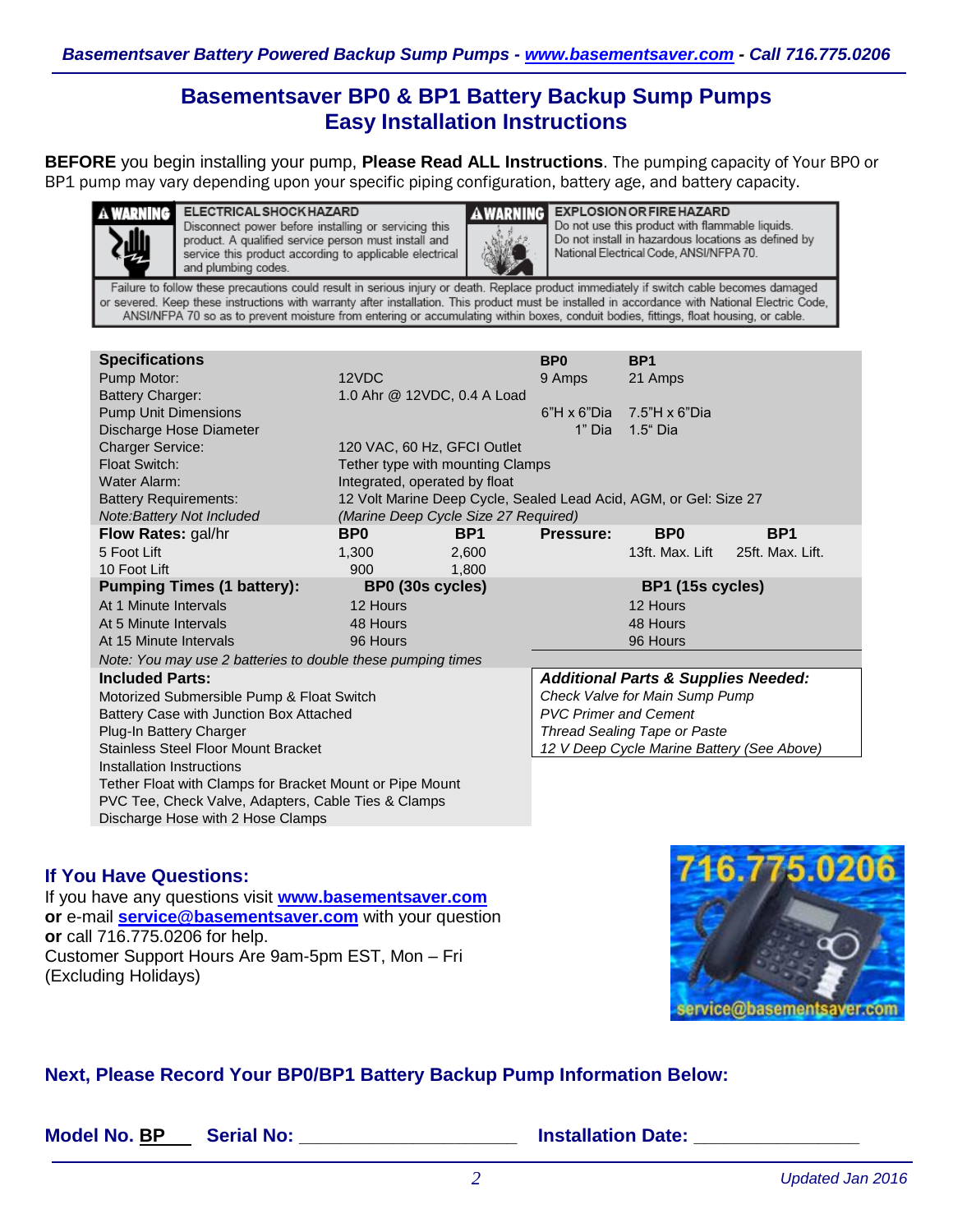## Basementsaver BP0 & BP1 Battery Backup Sump Pumps
## Easy Installation Instructions

**BEFORE** you begin installing your pump, **Please Read ALL Instructions**. The pumping capacity of Your BP0 or BP1 pump may vary depending upon your specific piping configuration, battery age, and battery capacity.

**⚠WARNING — ELECTRICAL SHOCK HAZARD**
Disconnect power before installing or servicing this product. A qualified service person must install and service this product according to applicable electrical and plumbing codes.

**⚠WARNING — EXPLOSION OR FIRE HAZARD**
Do not use this product with flammable liquids. Do not install in hazardous locations as defined by National Electrical Code, ANSI/NFPA 70.

Failure to follow these precautions could result in serious injury or death. Replace product immediately if switch cable becomes damaged or severed. Keep these instructions with warranty after installation. This product must be installed in accordance with National Electric Code, ANSI/NFPA 70 so as to prevent moisture from entering or accumulating within boxes, conduit bodies, fittings, float housing, or cable.

| **Specifications** | | | **BP0** | **BP1** | |
|---|---|---|---|---|---|
| Pump Motor: | 12VDC | | 9 Amps | 21 Amps | |
| Battery Charger: | 1.0 Ahr @ 12VDC, 0.4 A Load | | | | |
| Pump Unit Dimensions | | | 6"H x 6"Dia | 7.5"H x 6"Dia | |
| Discharge Hose Diameter | | | 1" Dia | 1.5" Dia | |
| Charger Service: | 120 VAC, 60 Hz, GFCI Outlet | | | | |
| Float Switch: | Tether type with mounting Clamps | | | | |
| Water Alarm: | Integrated, operated by float | | | | |
| Battery Requirements: | 12 Volt Marine Deep Cycle, Sealed Lead Acid, AGM, or Gel: Size 27 | | | | |
| *Note:Battery Not Included* | *(Marine Deep Cycle Size 27 Required)* | | | | |
| **Flow Rates:** gal/hr | **BP0** | **BP1** | **Pressure:** | **BP0** | **BP1** |
| 5 Foot Lift | 1,300 | 2,600 | | 13ft. Max. Lift | 25ft. Max. Lift. |
| 10 Foot Lift | 900 | 1,800 | | | |
| **Pumping Times (1 battery):** | **BP0 (30s cycles)** | | | **BP1 (15s cycles)** | |
| At 1 Minute Intervals | 12 Hours | | | 12 Hours | |
| At 5 Minute Intervals | 48 Hours | | | 48 Hours | |
| At 15 Minute Intervals | 96 Hours | | | 96 Hours | |
| *Note: You may use 2 batteries to double these pumping times* | | | | | |

| **Included Parts:** | ***Additional Parts & Supplies Needed:*** |
|---|---|
| Motorized Submersible Pump & Float Switch | *Check Valve for Main Sump Pump* |
| Battery Case with Junction Box Attached | *PVC Primer and Cement* |
| Plug-In Battery Charger | *Thread Sealing Tape or Paste* |
| Stainless Steel Floor Mount Bracket | *12 V Deep Cycle Marine Battery (See Above)* |
| Installation Instructions | |
| Tether Float with Clamps for Bracket Mount or Pipe Mount | |
| PVC Tee, Check Valve, Adapters, Cable Ties & Clamps | |
| Discharge Hose with 2 Hose Clamps | |

### If You Have Questions:

If you have any questions visit **www.basementsaver.com**
**or** e-mail **service@basementsaver.com** with your question
**or** call 716.775.0206 for help.
Customer Support Hours Are 9am-5pm EST, Mon – Fri
(Excluding Holidays)

716.775.0206
service@basementsaver.com

### Next, Please Record Your BP0/BP1 Battery Backup Pump Information Below:

**Model No. BP___ Serial No: ____________________ Installation Date: _______________**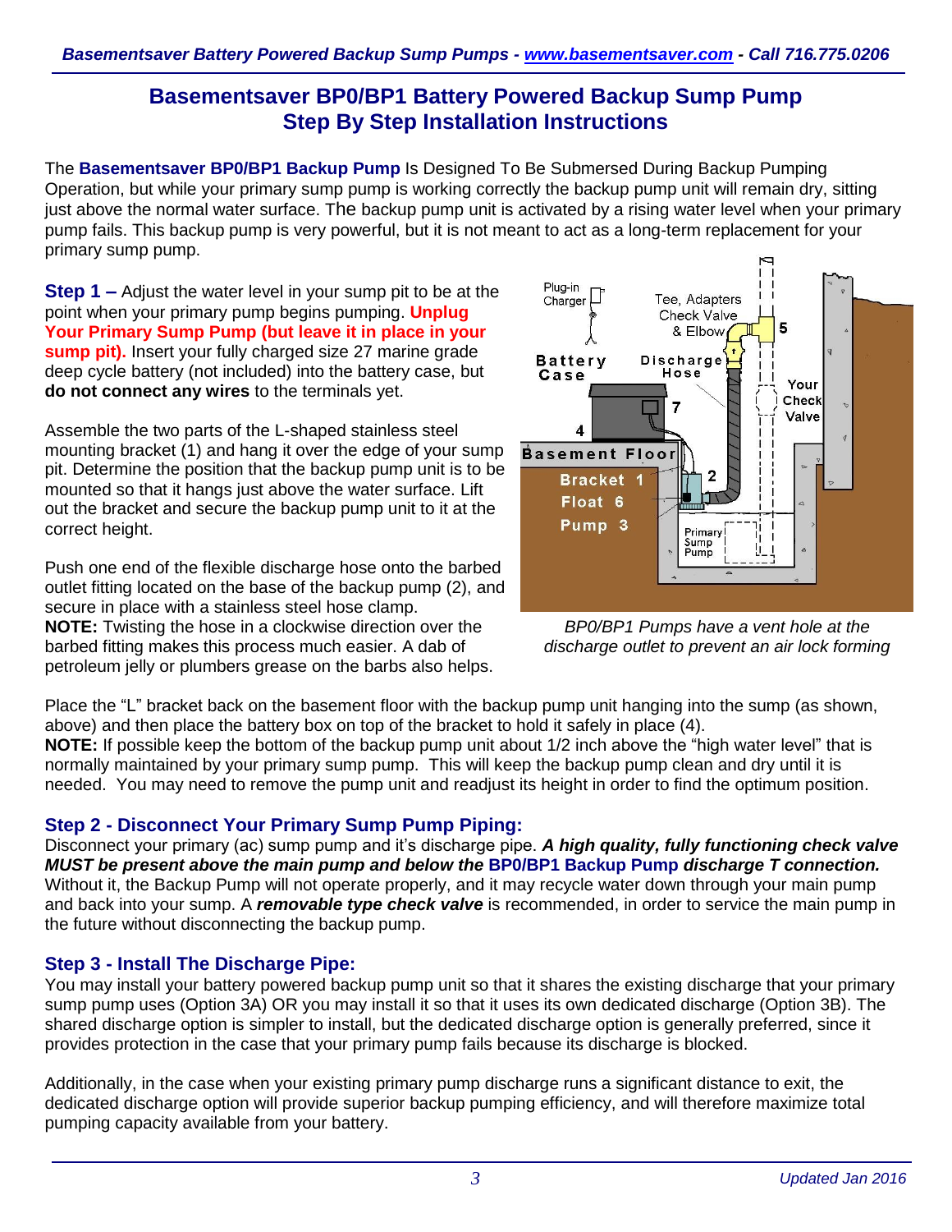## Basementsaver BP0/BP1 Battery Powered Backup Sump Pump Step By Step Installation Instructions

The **Basementsaver BP0/BP1 Backup Pump** Is Designed To Be Submersed During Backup Pumping Operation, but while your primary sump pump is working correctly the backup pump unit will remain dry, sitting just above the normal water surface. The backup pump unit is activated by a rising water level when your primary pump fails. This backup pump is very powerful, but it is not meant to act as a long-term replacement for your primary sump pump.

**Step 1 –** Adjust the water level in your sump pit to be at the point when your primary pump begins pumping. **Unplug Your Primary Sump Pump (but leave it in place in your sump pit).** Insert your fully charged size 27 marine grade deep cycle battery (not included) into the battery case, but **do not connect any wires** to the terminals yet.

Assemble the two parts of the L-shaped stainless steel mounting bracket (1) and hang it over the edge of your sump pit. Determine the position that the backup pump unit is to be mounted so that it hangs just above the water surface. Lift out the bracket and secure the backup pump unit to it at the correct height.

Push one end of the flexible discharge hose onto the barbed outlet fitting located on the base of the backup pump (2), and secure in place with a stainless steel hose clamp.
**NOTE:** Twisting the hose in a clockwise direction over the barbed fitting makes this process much easier. A dab of petroleum jelly or plumbers grease on the barbs also helps.

*BP0/BP1 Pumps have a vent hole at the discharge outlet to prevent an air lock forming*

Place the "L" bracket back on the basement floor with the backup pump unit hanging into the sump (as shown, above) and then place the battery box on top of the bracket to hold it safely in place (4).
**NOTE:** If possible keep the bottom of the backup pump unit about 1/2 inch above the "high water level" that is normally maintained by your primary sump pump. This will keep the backup pump clean and dry until it is needed. You may need to remove the pump unit and readjust its height in order to find the optimum position.

### Step 2 - Disconnect Your Primary Sump Pump Piping:

Disconnect your primary (ac) sump pump and it's discharge pipe. ***A high quality, fully functioning check valve MUST be present above the main pump and below the BP0/BP1 Backup Pump discharge T connection.*** Without it, the Backup Pump will not operate properly, and it may recycle water down through your main pump and back into your sump. A ***removable type check valve*** is recommended, in order to service the main pump in the future without disconnecting the backup pump.

### Step 3 - Install The Discharge Pipe:

You may install your battery powered backup pump unit so that it shares the existing discharge that your primary sump pump uses (Option 3A) OR you may install it so that it uses its own dedicated discharge (Option 3B). The shared discharge option is simpler to install, but the dedicated discharge option is generally preferred, since it provides protection in the case that your primary pump fails because its discharge is blocked.

Additionally, in the case when your existing primary pump discharge runs a significant distance to exit, the dedicated discharge option will provide superior backup pumping efficiency, and will therefore maximize total pumping capacity available from your battery.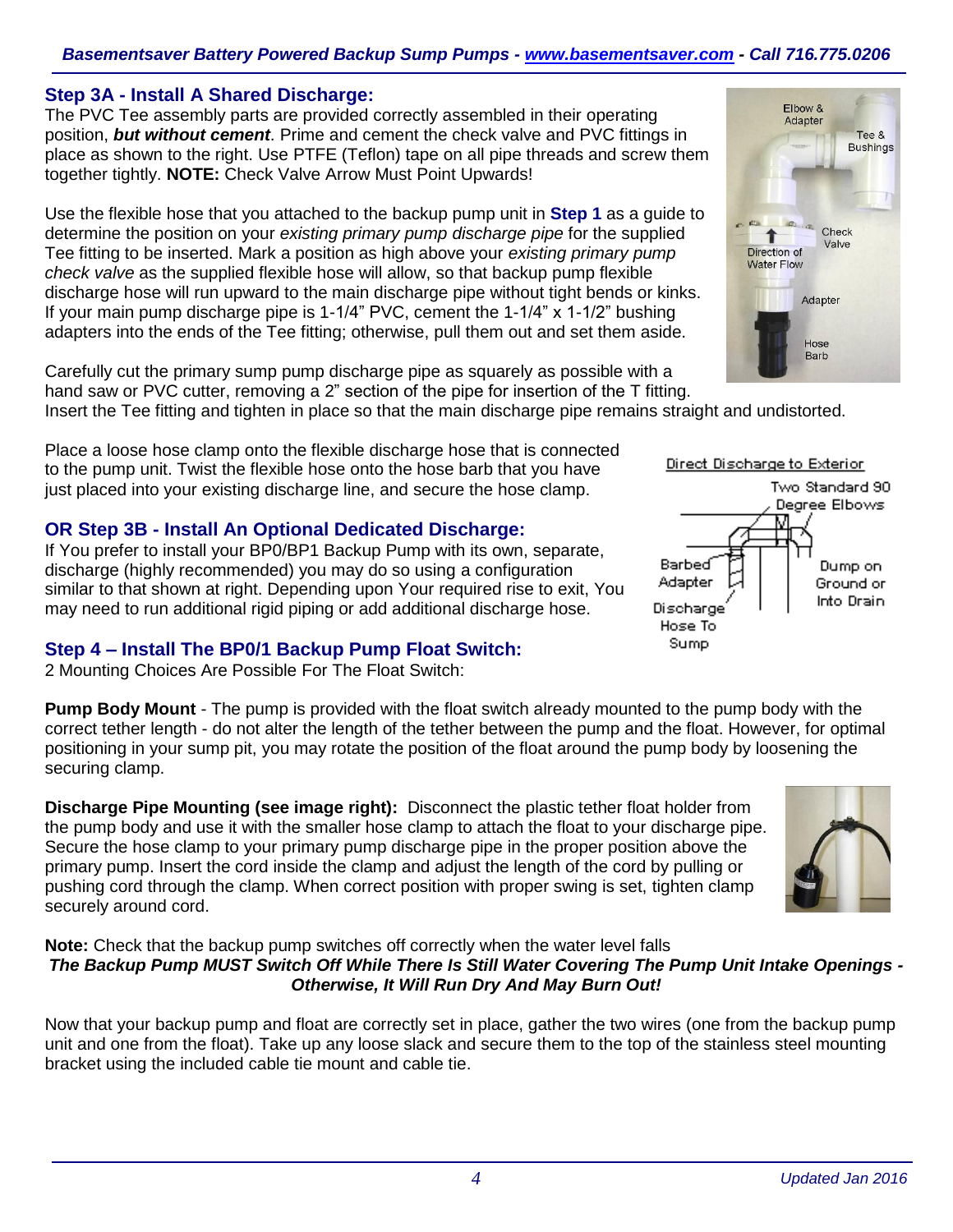## Step 3A - Install A Shared Discharge:

The PVC Tee assembly parts are provided correctly assembled in their operating position, ***but without cement***. Prime and cement the check valve and PVC fittings in place as shown to the right. Use PTFE (Teflon) tape on all pipe threads and screw them together tightly. **NOTE:** Check Valve Arrow Must Point Upwards!

Use the flexible hose that you attached to the backup pump unit in **Step 1** as a guide to determine the position on your *existing primary pump discharge pipe* for the supplied Tee fitting to be inserted. Mark a position as high above your *existing primary pump check valve* as the supplied flexible hose will allow, so that backup pump flexible discharge hose will run upward to the main discharge pipe without tight bends or kinks. If your main pump discharge pipe is 1-1/4" PVC, cement the 1-1/4" x 1-1/2" bushing adapters into the ends of the Tee fitting; otherwise, pull them out and set them aside.

Carefully cut the primary sump pump discharge pipe as squarely as possible with a hand saw or PVC cutter, removing a 2" section of the pipe for insertion of the T fitting. Insert the Tee fitting and tighten in place so that the main discharge pipe remains straight and undistorted.

Place a loose hose clamp onto the flexible discharge hose that is connected to the pump unit. Twist the flexible hose onto the hose barb that you have just placed into your existing discharge line, and secure the hose clamp.

## OR Step 3B - Install An Optional Dedicated Discharge:

If You prefer to install your BP0/BP1 Backup Pump with its own, separate, discharge (highly recommended) you may do so using a configuration similar to that shown at right. Depending upon Your required rise to exit, You may need to run additional rigid piping or add additional discharge hose.

## Step 4 – Install The BP0/1 Backup Pump Float Switch:

2 Mounting Choices Are Possible For The Float Switch:

**Pump Body Mount** - The pump is provided with the float switch already mounted to the pump body with the correct tether length - do not alter the length of the tether between the pump and the float. However, for optimal positioning in your sump pit, you may rotate the position of the float around the pump body by loosening the securing clamp.

**Discharge Pipe Mounting (see image right):** Disconnect the plastic tether float holder from the pump body and use it with the smaller hose clamp to attach the float to your discharge pipe. Secure the hose clamp to your primary pump discharge pipe in the proper position above the primary pump. Insert the cord inside the clamp and adjust the length of the cord by pulling or pushing cord through the clamp. When correct position with proper swing is set, tighten clamp securely around cord.

**Note:** Check that the backup pump switches off correctly when the water level falls

***The Backup Pump MUST Switch Off While There Is Still Water Covering The Pump Unit Intake Openings - Otherwise, It Will Run Dry And May Burn Out!***

Now that your backup pump and float are correctly set in place, gather the two wires (one from the backup pump unit and one from the float). Take up any loose slack and secure them to the top of the stainless steel mounting bracket using the included cable tie mount and cable tie.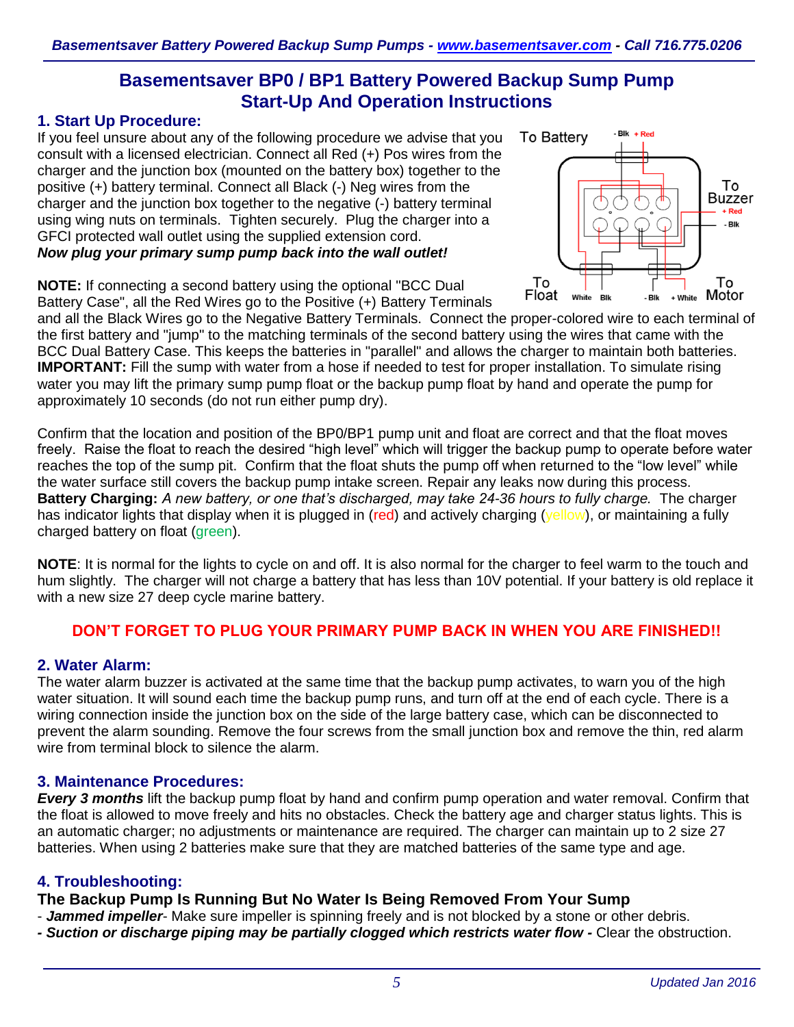# Basementsaver BP0 / BP1 Battery Powered Backup Sump Pump Start-Up And Operation Instructions

## 1. Start Up Procedure:

If you feel unsure about any of the following procedure we advise that you consult with a licensed electrician. Connect all Red (+) Pos wires from the charger and the junction box (mounted on the battery box) together to the positive (+) battery terminal. Connect all Black (-) Neg wires from the charger and the junction box together to the negative (-) battery terminal using wing nuts on terminals. Tighten securely. Plug the charger into a GFCI protected wall outlet using the supplied extension cord.

***Now plug your primary sump pump back into the wall outlet!***

To Battery: - Blk, + Red
To Buzzer: + Red, - Blk
To Float: White, Blk
To Motor: - Blk, + White

**NOTE:** If connecting a second battery using the optional "BCC Dual Battery Case", all the Red Wires go to the Positive (+) Battery Terminals and all the Black Wires go to the Negative Battery Terminals. Connect the proper-colored wire to each terminal of the first battery and "jump" to the matching terminals of the second battery using the wires that came with the BCC Dual Battery Case. This keeps the batteries in "parallel" and allows the charger to maintain both batteries.

**IMPORTANT:** Fill the sump with water from a hose if needed to test for proper installation. To simulate rising water you may lift the primary sump pump float or the backup pump float by hand and operate the pump for approximately 10 seconds (do not run either pump dry).

Confirm that the location and position of the BP0/BP1 pump unit and float are correct and that the float moves freely. Raise the float to reach the desired "high level" which will trigger the backup pump to operate before water reaches the top of the sump pit. Confirm that the float shuts the pump off when returned to the "low level" while the water surface still covers the backup pump intake screen. Repair any leaks now during this process.

**Battery Charging:** *A new battery, or one that's discharged, may take 24-36 hours to fully charge.* The charger has indicator lights that display when it is plugged in (red) and actively charging (yellow), or maintaining a fully charged battery on float (green).

**NOTE**: It is normal for the lights to cycle on and off. It is also normal for the charger to feel warm to the touch and hum slightly. The charger will not charge a battery that has less than 10V potential. If your battery is old replace it with a new size 27 deep cycle marine battery.

**DON'T FORGET TO PLUG YOUR PRIMARY PUMP BACK IN WHEN YOU ARE FINISHED!!**

## 2. Water Alarm:

The water alarm buzzer is activated at the same time that the backup pump activates, to warn you of the high water situation. It will sound each time the backup pump runs, and turn off at the end of each cycle. There is a wiring connection inside the junction box on the side of the large battery case, which can be disconnected to prevent the alarm sounding. Remove the four screws from the small junction box and remove the thin, red alarm wire from terminal block to silence the alarm.

## 3. Maintenance Procedures:

***Every 3 months*** lift the backup pump float by hand and confirm pump operation and water removal. Confirm that the float is allowed to move freely and hits no obstacles. Check the battery age and charger status lights. This is an automatic charger; no adjustments or maintenance are required. The charger can maintain up to 2 size 27 batteries. When using 2 batteries make sure that they are matched batteries of the same type and age.

## 4. Troubleshooting:

### The Backup Pump Is Running But No Water Is Being Removed From Your Sump

- ***Jammed impeller***- Make sure impeller is spinning freely and is not blocked by a stone or other debris.
- ***Suction or discharge piping may be partially clogged which restricts water flow -*** Clear the obstruction.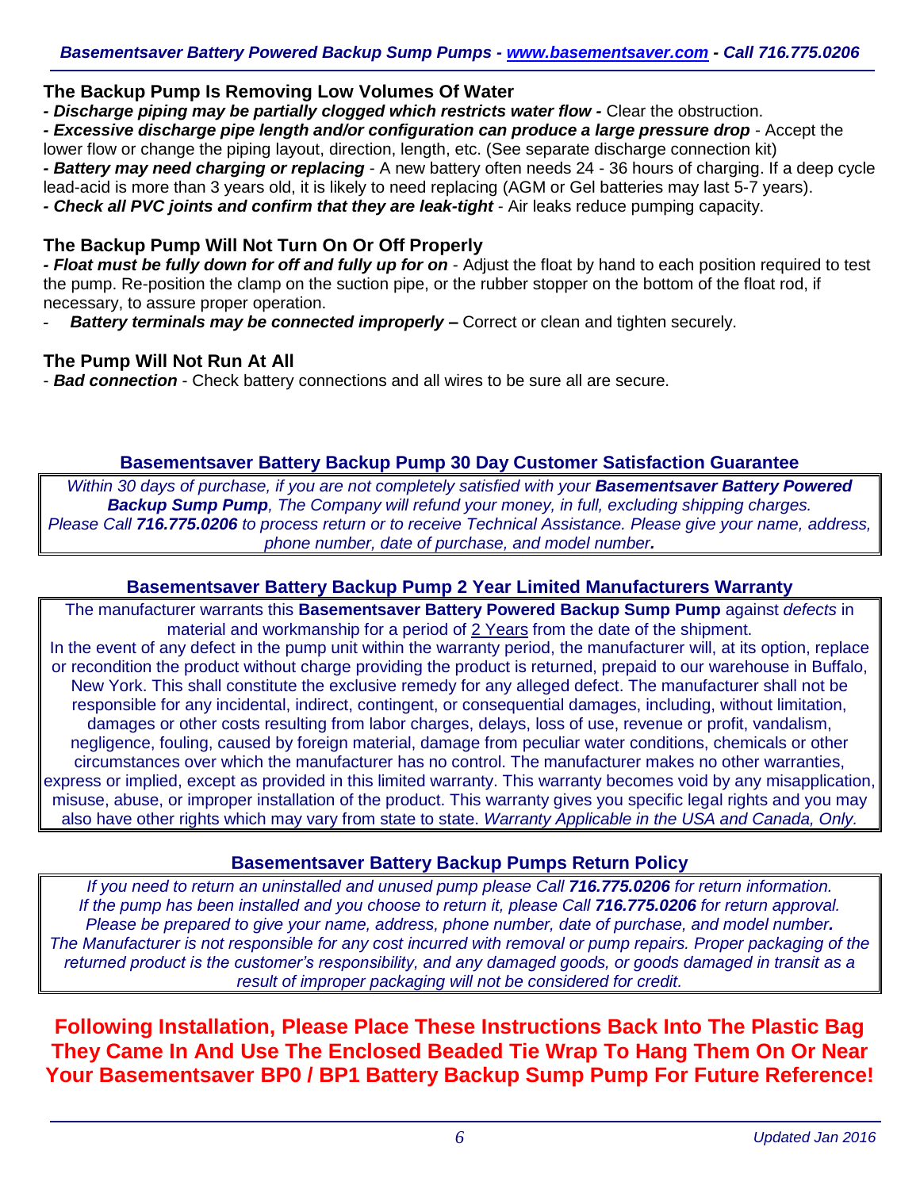## The Backup Pump Is Removing Low Volumes Of Water

***- Discharge piping may be partially clogged which restricts water flow -*** Clear the obstruction.

***- Excessive discharge pipe length and/or configuration can produce a large pressure drop*** - Accept the lower flow or change the piping layout, direction, length, etc. (See separate discharge connection kit)

***- Battery may need charging or replacing*** - A new battery often needs 24 - 36 hours of charging. If a deep cycle lead-acid is more than 3 years old, it is likely to need replacing (AGM or Gel batteries may last 5-7 years).

***- Check all PVC joints and confirm that they are leak-tight*** - Air leaks reduce pumping capacity.

## The Backup Pump Will Not Turn On Or Off Properly

***- Float must be fully down for off and fully up for on*** - Adjust the float by hand to each position required to test the pump. Re-position the clamp on the suction pipe, or the rubber stopper on the bottom of the float rod, if necessary, to assure proper operation.

- ***Battery terminals may be connected improperly*** **–** Correct or clean and tighten securely.

## The Pump Will Not Run At All

- ***Bad connection*** - Check battery connections and all wires to be sure all are secure.

### Basementsaver Battery Backup Pump 30 Day Customer Satisfaction Guarantee

*Within 30 days of purchase, if you are not completely satisfied with your **Basementsaver Battery Powered Backup Sump Pump**, The Company will refund your money, in full, excluding shipping charges. Please Call **716.775.0206** to process return or to receive Technical Assistance. Please give your name, address, phone number, date of purchase, and model number.*

### Basementsaver Battery Backup Pump 2 Year Limited Manufacturers Warranty

The manufacturer warrants this **Basementsaver Battery Powered Backup Sump Pump** against *defects* in material and workmanship for a period of 2 Years from the date of the shipment.
In the event of any defect in the pump unit within the warranty period, the manufacturer will, at its option, replace or recondition the product without charge providing the product is returned, prepaid to our warehouse in Buffalo, New York. This shall constitute the exclusive remedy for any alleged defect. The manufacturer shall not be responsible for any incidental, indirect, contingent, or consequential damages, including, without limitation, damages or other costs resulting from labor charges, delays, loss of use, revenue or profit, vandalism, negligence, fouling, caused by foreign material, damage from peculiar water conditions, chemicals or other circumstances over which the manufacturer has no control. The manufacturer makes no other warranties, express or implied, except as provided in this limited warranty. This warranty becomes void by any misapplication, misuse, abuse, or improper installation of the product. This warranty gives you specific legal rights and you may also have other rights which may vary from state to state. *Warranty Applicable in the USA and Canada, Only.*

### Basementsaver Battery Backup Pumps Return Policy

*If you need to return an uninstalled and unused pump please Call **716.775.0206** for return information. If the pump has been installed and you choose to return it, please Call **716.775.0206** for return approval. Please be prepared to give your name, address, phone number, date of purchase, and model number. The Manufacturer is not responsible for any cost incurred with removal or pump repairs. Proper packaging of the returned product is the customer's responsibility, and any damaged goods, or goods damaged in transit as a result of improper packaging will not be considered for credit.*

**Following Installation, Please Place These Instructions Back Into The Plastic Bag They Came In And Use The Enclosed Beaded Tie Wrap To Hang Them On Or Near Your Basementsaver BP0 / BP1 Battery Backup Sump Pump For Future Reference!**

*Updated Jan 2016*